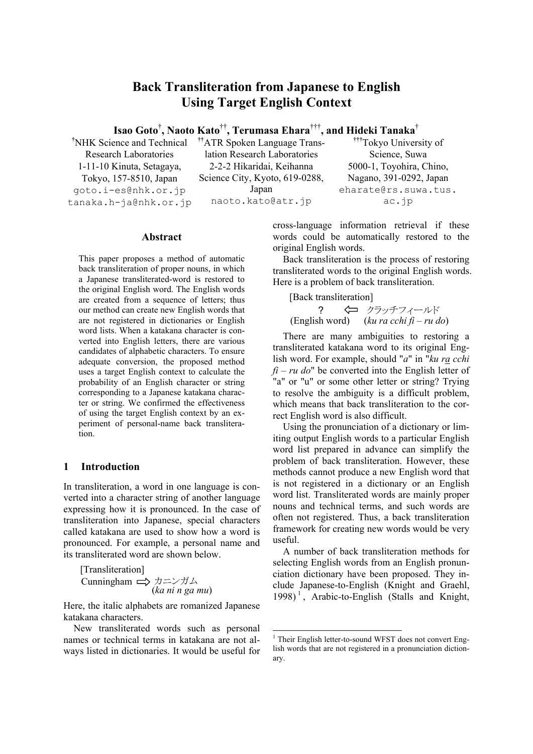# Back Transliteration from Japanese to English Using Target English Context

**Isao Goto[†], Naoto Kato[††], Terumasa Ehara[†††], and Hideki Tanaka[†]**

[†]NHK Science and Technical Research Laboratories
1-11-10 Kinuta, Setagaya, Tokyo, 157-8510, Japan
goto.i-es@nhk.or.jp
tanaka.h-ja@nhk.or.jp

[††]ATR Spoken Language Translation Research Laboratories
2-2-2 Hikaridai, Keihanna Science City, Kyoto, 619-0288, Japan
naoto.kato@atr.jp

[†††]Tokyo University of Science, Suwa
5000-1, Toyohira, Chino, Nagano, 391-0292, Japan
eharate@rs.suwa.tus.ac.jp

## Abstract

This paper proposes a method of automatic back transliteration of proper nouns, in which a Japanese transliterated-word is restored to the original English word. The English words are created from a sequence of letters; thus our method can create new English words that are not registered in dictionaries or English word lists. When a katakana character is converted into English letters, there are various candidates of alphabetic characters. To ensure adequate conversion, the proposed method uses a target English context to calculate the probability of an English character or string corresponding to a Japanese katakana character or string. We confirmed the effectiveness of using the target English context by an experiment of personal-name back transliteration.

## 1 Introduction

In transliteration, a word in one language is converted into a character string of another language expressing how it is pronounced. In the case of transliteration into Japanese, special characters called katakana are used to show how a word is pronounced. For example, a personal name and its transliterated word are shown below.

[Transliteration]
Cunningham ⇨ カニンガム
(*ka ni n ga mu*)

Here, the italic alphabets are romanized Japanese katakana characters.

New transliterated words such as personal names or technical terms in katakana are not always listed in dictionaries. It would be useful for cross-language information retrieval if these words could be automatically restored to the original English words.

Back transliteration is the process of restoring transliterated words to the original English words. Here is a problem of back transliteration.

[Back transliteration]
? ⇦ クラッチフィールド
(English word) (*ku ra cchi fi – ru do*)

There are many ambiguities to restoring a transliterated katakana word to its original English word. For example, should "*a*" in "*ku <u>ra</u> cchi fi – ru do*" be converted into the English letter of "a" or "u" or some other letter or string? Trying to resolve the ambiguity is a difficult problem, which means that back transliteration to the correct English word is also difficult.

Using the pronunciation of a dictionary or limiting output English words to a particular English word list prepared in advance can simplify the problem of back transliteration. However, these methods cannot produce a new English word that is not registered in a dictionary or an English word list. Transliterated words are mainly proper nouns and technical terms, and such words are often not registered. Thus, a back transliteration framework for creating new words would be very useful.

A number of back transliteration methods for selecting English words from an English pronunciation dictionary have been proposed. They include Japanese-to-English (Knight and Graehl, 1998)[1], Arabic-to-English (Stalls and Knight,

[1] Their English letter-to-sound WFST does not convert English words that are not registered in a pronunciation dictionary.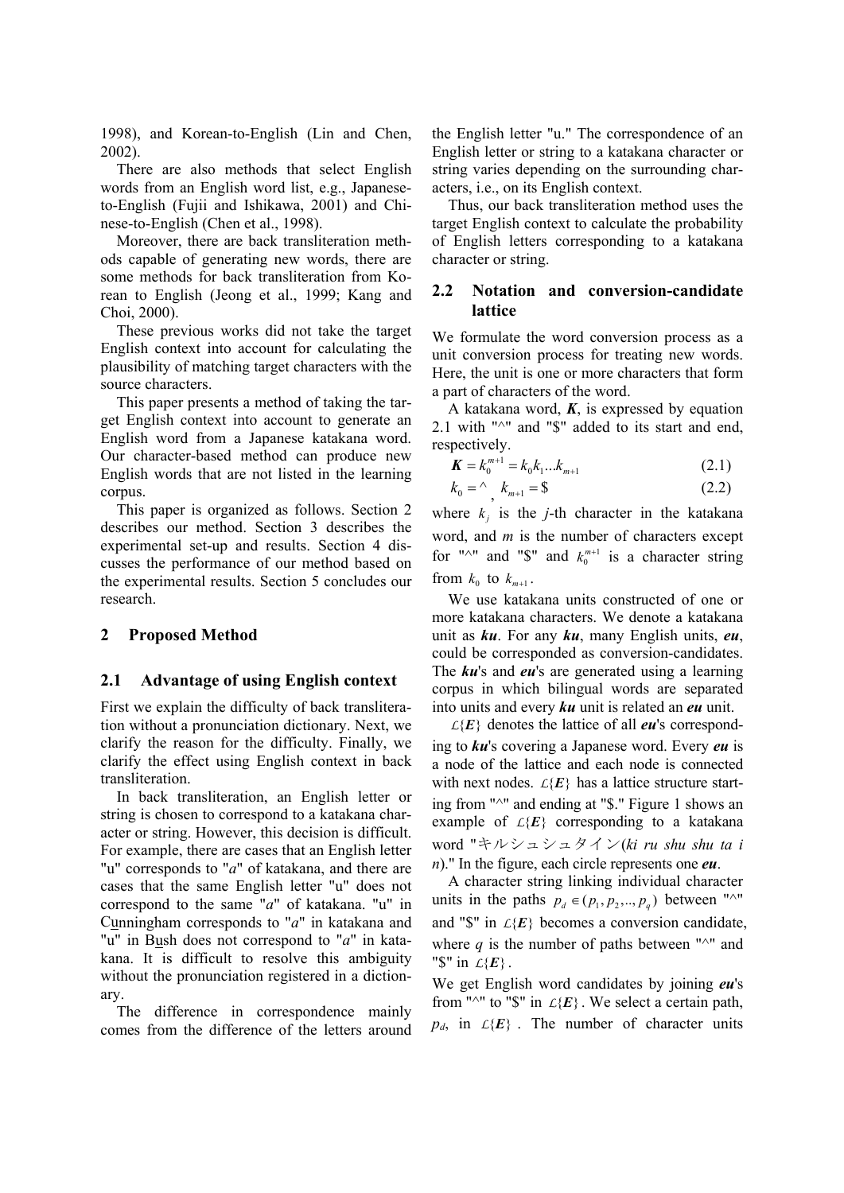1998), and Korean-to-English (Lin and Chen, 2002).

There are also methods that select English words from an English word list, e.g., Japanese-to-English (Fujii and Ishikawa, 2001) and Chinese-to-English (Chen et al., 1998).

Moreover, there are back transliteration methods capable of generating new words, there are some methods for back transliteration from Korean to English (Jeong et al., 1999; Kang and Choi, 2000).

These previous works did not take the target English context into account for calculating the plausibility of matching target characters with the source characters.

This paper presents a method of taking the target English context into account to generate an English word from a Japanese katakana word. Our character-based method can produce new English words that are not listed in the learning corpus.

This paper is organized as follows. Section 2 describes our method. Section 3 describes the experimental set-up and results. Section 4 discusses the performance of our method based on the experimental results. Section 5 concludes our research.

## 2 Proposed Method

### 2.1 Advantage of using English context

First we explain the difficulty of back transliteration without a pronunciation dictionary. Next, we clarify the reason for the difficulty. Finally, we clarify the effect using English context in back transliteration.

In back transliteration, an English letter or string is chosen to correspond to a katakana character or string. However, this decision is difficult. For example, there are cases that an English letter "u" corresponds to "*a*" of katakana, and there are cases that the same English letter "u" does not correspond to the same "*a*" of katakana. "u" in Cunningham corresponds to "*a*" in katakana and "u" in Bush does not correspond to "*a*" in katakana. It is difficult to resolve this ambiguity without the pronunciation registered in a dictionary.

The difference in correspondence mainly comes from the difference of the letters around the English letter "u." The correspondence of an English letter or string to a katakana character or string varies depending on the surrounding characters, i.e., on its English context.

Thus, our back transliteration method uses the target English context to calculate the probability of English letters corresponding to a katakana character or string.

### 2.2 Notation and conversion-candidate lattice

We formulate the word conversion process as a unit conversion process for treating new words. Here, the unit is one or more characters that form a part of characters of the word.

A katakana word, $\boldsymbol{K}$, is expressed by equation 2.1 with "^" and "$" added to its start and end, respectively.

$$\boldsymbol{K} = k_0^{m+1} = k_0 k_1 \ldots k_{m+1} \tag{2.1}$$

$$k_0 = \text{^},\ k_{m+1} = \$ \tag{2.2}$$

where $k_j$ is the *j*-th character in the katakana word, and *m* is the number of characters except for "^" and "$" and $k_0^{m+1}$ is a character string from $k_0$ to $k_{m+1}$.

We use katakana units constructed of one or more katakana characters. We denote a katakana unit as ***ku***. For any ***ku***, many English units, ***eu***, could be corresponded as conversion-candidates. The ***ku***'s and ***eu***'s are generated using a learning corpus in which bilingual words are separated into units and every ***ku*** unit is related an ***eu*** unit.

$\mathcal{L}\{\boldsymbol{E}\}$ denotes the lattice of all ***eu***'s corresponding to ***ku***'s covering a Japanese word. Every ***eu*** is a node of the lattice and each node is connected with next nodes. $\mathcal{L}\{\boldsymbol{E}\}$ has a lattice structure starting from "^" and ending at "$." Figure 1 shows an example of $\mathcal{L}\{\boldsymbol{E}\}$ corresponding to a katakana word "キルシュシュタイン(*ki ru shu shu ta i n*)." In the figure, each circle represents one ***eu***.

A character string linking individual character units in the paths $p_d \in (p_1, p_2, .., p_q)$ between "^" and "$" in $\mathcal{L}\{\boldsymbol{E}\}$ becomes a conversion candidate, where *q* is the number of paths between "^" and "$" in $\mathcal{L}\{\boldsymbol{E}\}$.

We get English word candidates by joining ***eu***'s from "^" to "$" in $\mathcal{L}\{\boldsymbol{E}\}$. We select a certain path, $p_d$, in $\mathcal{L}\{\boldsymbol{E}\}$. The number of character units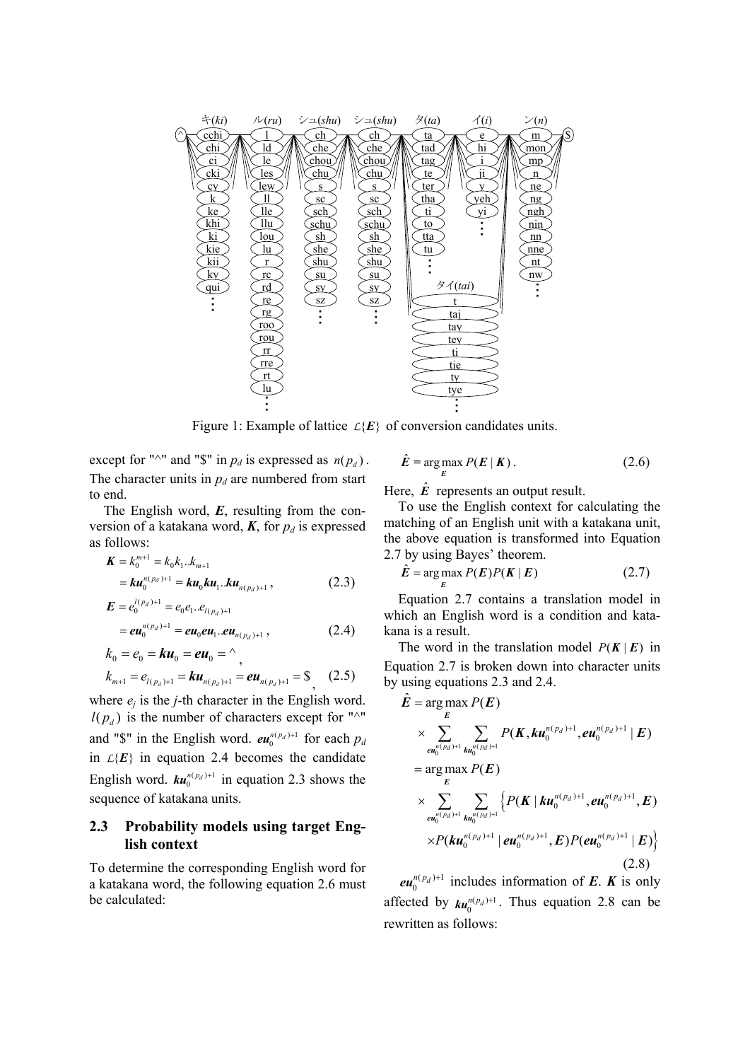Figure 1: Example of lattice $\mathcal{L}\{\boldsymbol{E}\}$ of conversion candidates units.

except for "^" and "$" in $p_d$ is expressed as $n(p_d)$. The character units in $p_d$ are numbered from start to end.

The English word, $\boldsymbol{E}$, resulting from the conversion of a katakana word, $\boldsymbol{K}$, for $p_d$ is expressed as follows:

$$\boldsymbol{K} = k_0^{m+1} = k_0 k_1 .. k_{m+1}$$

$$= \boldsymbol{ku}_0^{n(p_d)+1} = \boldsymbol{ku}_0 \boldsymbol{ku}_1 .. \boldsymbol{ku}_{n(p_d)+1}, \tag{2.3}$$

$$\boldsymbol{E} = e_0^{l(p_d)+1} = e_0 e_1 .. e_{l(p_d)+1}$$

$$= \boldsymbol{eu}_0^{n(p_d)+1} = \boldsymbol{eu}_0 \boldsymbol{eu}_1 .. \boldsymbol{eu}_{n(p_d)+1}, \tag{2.4}$$

$$k_0 = e_0 = \boldsymbol{ku}_0 = \boldsymbol{eu}_0 = \text{^},$$

$$k_{m+1} = e_{l(p_d)+1} = \boldsymbol{ku}_{n(p_d)+1} = \boldsymbol{eu}_{n(p_d)+1} = \$, \tag{2.5}$$

where $e_j$ is the $j$-th character in the English word. $l(p_d)$ is the number of characters except for "^" and "$" in the English word. $\boldsymbol{eu}_0^{n(p_d)+1}$ for each $p_d$ in $\mathcal{L}\{\boldsymbol{E}\}$ in equation 2.4 becomes the candidate English word. $\boldsymbol{ku}_0^{n(p_d)+1}$ in equation 2.3 shows the sequence of katakana units.

### 2.3 Probability models using target English context

To determine the corresponding English word for a katakana word, the following equation 2.6 must be calculated:

$$\hat{\boldsymbol{E}} = \arg\max_{\boldsymbol{E}} P(\boldsymbol{E} \mid \boldsymbol{K}). \tag{2.6}$$

Here, $\hat{\boldsymbol{E}}$ represents an output result.

To use the English context for calculating the matching of an English unit with a katakana unit, the above equation is transformed into Equation 2.7 by using Bayes' theorem.

$$\hat{\boldsymbol{E}} = \arg\max_{\boldsymbol{E}} P(\boldsymbol{E}) P(\boldsymbol{K} \mid \boldsymbol{E}) \tag{2.7}$$

Equation 2.7 contains a translation model in which an English word is a condition and katakana is a result.

The word in the translation model $P(\boldsymbol{K} \mid \boldsymbol{E})$ in Equation 2.7 is broken down into character units by using equations 2.3 and 2.4.

$$\hat{\boldsymbol{E}} = \arg\max_{\boldsymbol{E}} P(\boldsymbol{E}) \times \sum_{\boldsymbol{eu}_0^{n(p_d)+1}} \sum_{\boldsymbol{ku}_0^{n(p_d)+1}} P(\boldsymbol{K}, \boldsymbol{ku}_0^{n(p_d)+1}, \boldsymbol{eu}_0^{n(p_d)+1} \mid \boldsymbol{E})$$

$$= \arg\max_{\boldsymbol{E}} P(\boldsymbol{E}) \times \sum_{\boldsymbol{eu}_0^{n(p_d)+1}} \sum_{\boldsymbol{ku}_0^{n(p_d)+1}} \Big\{ P(\boldsymbol{K} \mid \boldsymbol{ku}_0^{n(p_d)+1}, \boldsymbol{eu}_0^{n(p_d)+1}, \boldsymbol{E}) \times P(\boldsymbol{ku}_0^{n(p_d)+1} \mid \boldsymbol{eu}_0^{n(p_d)+1}, \boldsymbol{E}) P(\boldsymbol{eu}_0^{n(p_d)+1} \mid \boldsymbol{E}) \Big\} \tag{2.8}$$

$\boldsymbol{eu}_0^{n(p_d)+1}$ includes information of $\boldsymbol{E}$. $\boldsymbol{K}$ is only affected by $\boldsymbol{ku}_0^{n(p_d)+1}$. Thus equation 2.8 can be rewritten as follows: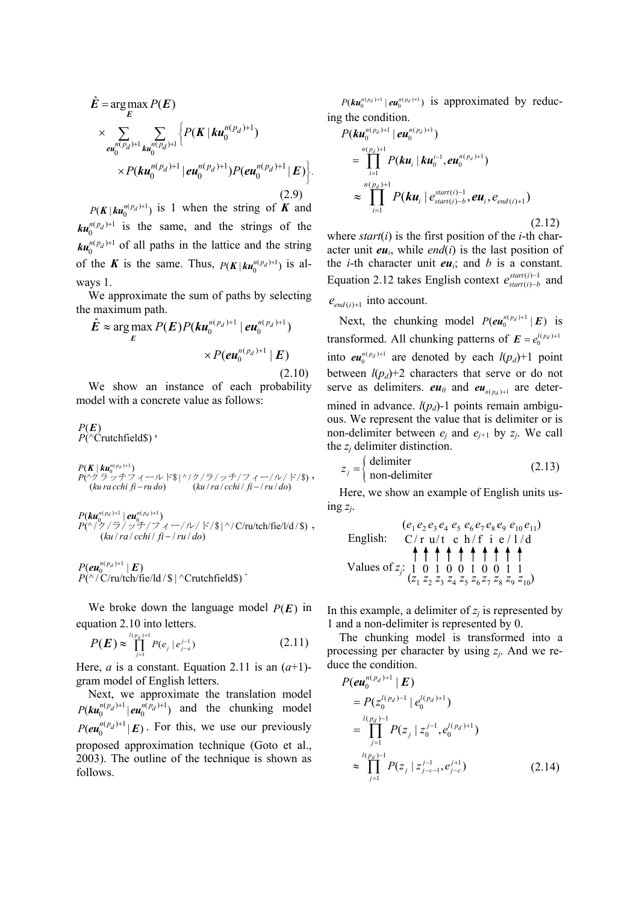$$\hat{\boldsymbol{E}} = \arg\max_{\boldsymbol{E}} P(\boldsymbol{E}) \times \sum_{\boldsymbol{eu}_0^{n(p_d)+1}} \sum_{\boldsymbol{ku}_0^{n(p_d)+1}} \Big\{ P(\boldsymbol{K} \mid \boldsymbol{ku}_0^{n(p_d)+1}) \times P(\boldsymbol{ku}_0^{n(p_d)+1} \mid \boldsymbol{eu}_0^{n(p_d)+1}) P(\boldsymbol{eu}_0^{n(p_d)+1} \mid \boldsymbol{E}) \Big\}. \tag{2.9}$$

$P(\boldsymbol{K} \mid \boldsymbol{ku}_0^{n(p_d)+1})$ is 1 when the string of $\boldsymbol{K}$ and $\boldsymbol{ku}_0^{n(p_d)+1}$ is the same, and the strings of the $\boldsymbol{ku}_0^{n(p_d)+1}$ of all paths in the lattice and the string of the $\boldsymbol{K}$ is the same. Thus, $P(\boldsymbol{K} \mid \boldsymbol{ku}_0^{n(p_d)+1})$ is always 1.

We approximate the sum of paths by selecting the maximum path.

$$\hat{\boldsymbol{E}} \approx \arg\max_{\boldsymbol{E}} P(\boldsymbol{E}) P(\boldsymbol{ku}_0^{n(p_d)+1} \mid \boldsymbol{eu}_0^{n(p_d)+1}) \times P(\boldsymbol{eu}_0^{n(p_d)+1} \mid \boldsymbol{E}) \tag{2.10}$$

We show an instance of each probability model with a concrete value as follows:

$P(\boldsymbol{E})$
$P(\text{^Crutchfield\$})$,

$P(\boldsymbol{K} \mid \boldsymbol{ku}_0^{n(p_d)+1})$
$P$(^クラッチフィールド$ | ^/ク/ラ/ッチ/フィー/ル/ド/$),
(*ku ra cchi fi−ru do*) (*ku/ra/cchi/fi−/ru/do*)

$P(\boldsymbol{ku}_0^{n(p_d)+1} \mid \boldsymbol{eu}_0^{n(p_d)+1})$
$P$(^/ク/ラ/ッチ/フィー/ル/ド/$ | ^/C/ru/tch/fie/l/d/$),
(*ku/ra/cchi/fi−/ru/do*)

$P(\boldsymbol{eu}_0^{n(p_d)+1} \mid \boldsymbol{E})$
$P$(^/C/ru/tch/fie/ld/$ | ^Crutchfield$).

We broke down the language model $P(\boldsymbol{E})$ in equation 2.10 into letters.

$$P(\boldsymbol{E}) \approx \prod_{j=1}^{l(p_d)+1} P(e_j \mid e_{j-a}^{j-1}) \tag{2.11}$$

Here, $a$ is a constant. Equation 2.11 is an ($a$+1)-gram model of English letters.

Next, we approximate the translation model $P(\boldsymbol{ku}_0^{n(p_d)+1} \mid \boldsymbol{eu}_0^{n(p_d)+1})$ and the chunking model $P(\boldsymbol{eu}_0^{n(p_d)+1} \mid \boldsymbol{E})$. For this, we use our previously proposed approximation technique (Goto et al., 2003). The outline of the technique is shown as follows.

$P(\boldsymbol{ku}_0^{n(p_d)+1} \mid \boldsymbol{eu}_0^{n(p_d)+1})$ is approximated by reducing the condition.

$$\begin{aligned} P(\boldsymbol{ku}_0^{n(p_d)+1} \mid \boldsymbol{eu}_0^{n(p_d)+1}) &= \prod_{i=1}^{n(p_d)+1} P(\boldsymbol{ku}_i \mid \boldsymbol{ku}_0^{i-1}, \boldsymbol{eu}_0^{n(p_d)+1}) \\ &\approx \prod_{i=1}^{n(p_d)+1} P(\boldsymbol{ku}_i \mid e_{start(i)-b}^{start(i)-1}, \boldsymbol{eu}_i, e_{end(i)+1}) \end{aligned} \tag{2.12}$$

where $start(i)$ is the first position of the $i$-th character unit $\boldsymbol{eu}_i$, while $end(i)$ is the last position of the $i$-th character unit $\boldsymbol{eu}_i$; and $b$ is a constant. Equation 2.12 takes English context $e_{start(i)-b}^{start(i)-1}$ and $e_{end(i)+1}$ into account.

Next, the chunking model $P(\boldsymbol{eu}_0^{n(p_d)+1} \mid \boldsymbol{E})$ is transformed. All chunking patterns of $\boldsymbol{E} = e_0^{l(p_d)+1}$ into $\boldsymbol{eu}_0^{n(p_d)+1}$ are denoted by each $l(p_d)$+1 point between $l(p_d)$+2 characters that serve or do not serve as delimiters. $\boldsymbol{eu}_0$ and $\boldsymbol{eu}_{n(p_d)+1}$ are determined in advance. $l(p_d)$-1 points remain ambiguous. We represent the value that is delimiter or is non-delimiter between $e_j$ and $e_{j+1}$ by $z_j$. We call the $z_j$ delimiter distinction.

$$z_j = \begin{cases} \text{delimiter} \\ \text{non-delimiter} \end{cases} \tag{2.13}$$

Here, we show an example of English units using $z_j$.

```
           (e1 e2 e3 e4 e5 e6 e7 e8 e9 e10 e11)
English:     C / r  u / t  c  h / f  i  e / l / d
Values of zj:  1   0   1   0   0   1   0   0   1   1
           (z1 z2 z3 z4 z5 z6 z7 z8 z9 z10)
```

In this example, a delimiter of $z_j$ is represented by 1 and a non-delimiter is represented by 0.

The chunking model is transformed into a processing per character by using $z_j$. And we reduce the condition.

$$\begin{aligned} P(\boldsymbol{eu}_0^{n(p_d)+1} \mid \boldsymbol{E}) &= P(z_0^{l(p_d)-1} \mid e_0^{l(p_d)+1}) \\ &= \prod_{j=1}^{l(p_d)-1} P(z_j \mid z_0^{j-1}, e_0^{l(p_d)+1}) \\ &\approx \prod_{j=1}^{l(p_d)-1} P(z_j \mid z_{j-c-1}^{j-1}, e_{j-c}^{j+1}) \end{aligned} \tag{2.14}$$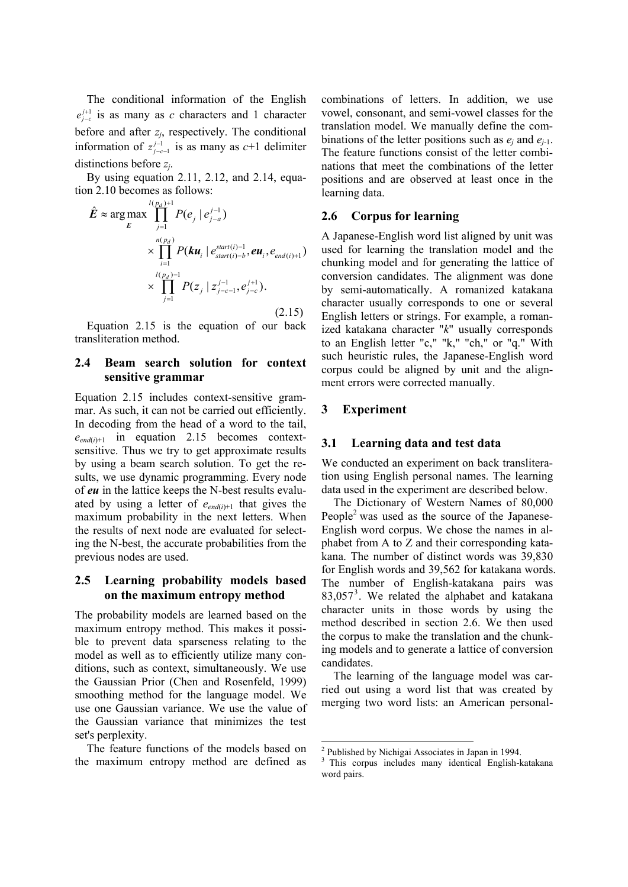The conditional information of the English $e_{j-c}^{j+1}$ is as many as $c$ characters and 1 character before and after $z_j$, respectively. The conditional information of $z_{j-c-1}^{j-1}$ is as many as $c$+1 delimiter distinctions before $z_j$.

By using equation 2.11, 2.12, and 2.14, equation 2.10 becomes as follows:

$$\hat{\boldsymbol{E}} \approx \arg\max_{\boldsymbol{E}} \prod_{j=1}^{l(p_d)+1} P(e_j \mid e_{j-a}^{j-1}) \times \prod_{i=1}^{n(p_d)} P(\boldsymbol{ku}_i \mid e_{start(i)-b}^{start(i)-1}, \boldsymbol{eu}_i, e_{end(i)+1}) \times \prod_{j=1}^{l(p_d)-1} P(z_j \mid z_{j-c-1}^{j-1}, e_{j-c}^{j+1}). \tag{2.15}$$

Equation 2.15 is the equation of our back transliteration method.

## 2.4 Beam search solution for context sensitive grammar

Equation 2.15 includes context-sensitive grammar. As such, it can not be carried out efficiently. In decoding from the head of a word to the tail, $e_{end(i)+1}$ in equation 2.15 becomes context-sensitive. Thus we try to get approximate results by using a beam search solution. To get the results, we use dynamic programming. Every node of $\boldsymbol{eu}$ in the lattice keeps the N-best results evaluated by using a letter of $e_{end(i)+1}$ that gives the maximum probability in the next letters. When the results of next node are evaluated for selecting the N-best, the accurate probabilities from the previous nodes are used.

## 2.5 Learning probability models based on the maximum entropy method

The probability models are learned based on the maximum entropy method. This makes it possible to prevent data sparseness relating to the model as well as to efficiently utilize many conditions, such as context, simultaneously. We use the Gaussian Prior (Chen and Rosenfeld, 1999) smoothing method for the language model. We use one Gaussian variance. We use the value of the Gaussian variance that minimizes the test set's perplexity.

The feature functions of the models based on the maximum entropy method are defined as combinations of letters. In addition, we use vowel, consonant, and semi-vowel classes for the translation model. We manually define the combinations of the letter positions such as $e_j$ and $e_{j-1}$. The feature functions consist of the letter combinations that meet the combinations of the letter positions and are observed at least once in the learning data.

## 2.6 Corpus for learning

A Japanese-English word list aligned by unit was used for learning the translation model and the chunking model and for generating the lattice of conversion candidates. The alignment was done by semi-automatically. A romanized katakana character usually corresponds to one or several English letters or strings. For example, a romanized katakana character "*k*" usually corresponds to an English letter "c," "k," "ch," or "q." With such heuristic rules, the Japanese-English word corpus could be aligned by unit and the alignment errors were corrected manually.

# 3 Experiment

## 3.1 Learning data and test data

We conducted an experiment on back transliteration using English personal names. The learning data used in the experiment are described below.

The Dictionary of Western Names of 80,000 People[2] was used as the source of the Japanese-English word corpus. We chose the names in alphabet from A to Z and their corresponding katakana. The number of distinct words was 39,830 for English words and 39,562 for katakana words. The number of English-katakana pairs was 83,057[3]. We related the alphabet and katakana character units in those words by using the method described in section 2.6. We then used the corpus to make the translation and the chunking models and to generate a lattice of conversion candidates.

The learning of the language model was carried out using a word list that was created by merging two word lists: an American personal-

---

[2] Published by Nichigai Associates in Japan in 1994.

[3] This corpus includes many identical English-katakana word pairs.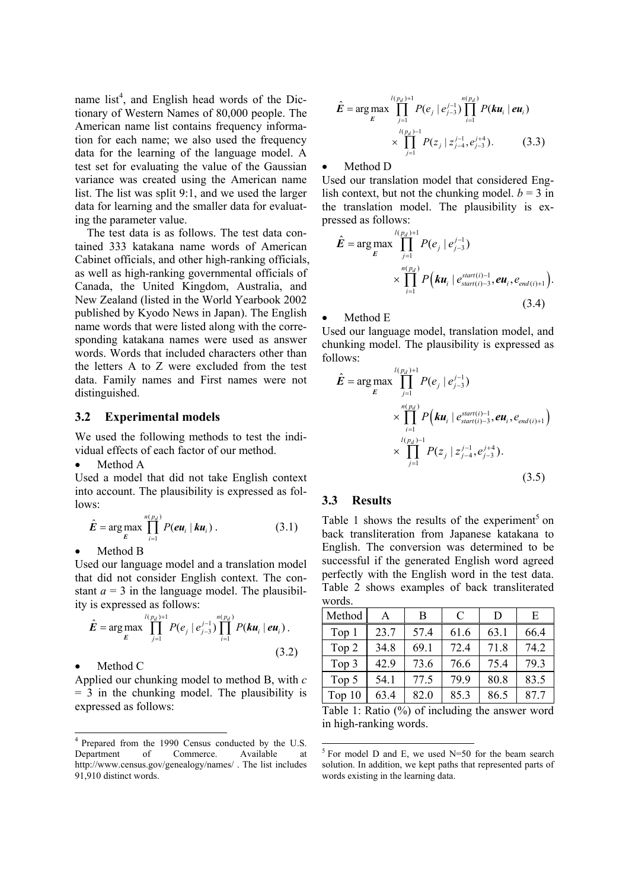name list[4], and English head words of the Dictionary of Western Names of 80,000 people. The American name list contains frequency information for each name; we also used the frequency data for the learning of the language model. A test set for evaluating the value of the Gaussian variance was created using the American name list. The list was split 9:1, and we used the larger data for learning and the smaller data for evaluating the parameter value.

The test data is as follows. The test data contained 333 katakana name words of American Cabinet officials, and other high-ranking officials, as well as high-ranking governmental officials of Canada, the United Kingdom, Australia, and New Zealand (listed in the World Yearbook 2002 published by Kyodo News in Japan). The English name words that were listed along with the corresponding katakana names were used as answer words. Words that included characters other than the letters A to Z were excluded from the test data. Family names and First names were not distinguished.

## 3.2 Experimental models

We used the following methods to test the individual effects of each factor of our method.

- Method A

Used a model that did not take English context into account. The plausibility is expressed as follows:

$$\hat{\boldsymbol{E}} = \arg\max_{\boldsymbol{E}} \prod_{i=1}^{n(p_d)} P(\boldsymbol{eu}_i \mid \boldsymbol{ku}_i) . \tag{3.1}$$

- Method B

Used our language model and a translation model that did not consider English context. The constant $a = 3$ in the language model. The plausibility is expressed as follows:

$$\hat{\boldsymbol{E}} = \arg\max_{\boldsymbol{E}} \prod_{j=1}^{l(p_d)+1} P(e_j \mid e_{j-3}^{j-1}) \prod_{i=1}^{n(p_d)} P(\boldsymbol{ku}_i \mid \boldsymbol{eu}_i) . \tag{3.2}$$

- Method C

Applied our chunking model to method B, with $c = 3$ in the chunking model. The plausibility is expressed as follows:

$$\hat{\boldsymbol{E}} = \arg\max_{\boldsymbol{E}} \prod_{j=1}^{l(p_d)+1} P(e_j \mid e_{j-3}^{j-1}) \prod_{i=1}^{n(p_d)} P(\boldsymbol{ku}_i \mid \boldsymbol{eu}_i) \times \prod_{j=1}^{l(p_d)-1} P(z_j \mid z_{j-4}^{j-1}, e_{j-3}^{j+4}). \tag{3.3}$$

- Method D

Used our translation model that considered English context, but not the chunking model. $b = 3$ in the translation model. The plausibility is expressed as follows:

$$\hat{\boldsymbol{E}} = \arg\max_{\boldsymbol{E}} \prod_{j=1}^{l(p_d)+1} P(e_j \mid e_{j-3}^{j-1}) \times \prod_{i=1}^{n(p_d)} P\left(\boldsymbol{ku}_i \mid e_{start(i)-3}^{start(i)-1}, \boldsymbol{eu}_i, e_{end(i)+1}\right). \tag{3.4}$$

- Method E

Used our language model, translation model, and chunking model. The plausibility is expressed as follows:

$$\hat{\boldsymbol{E}} = \arg\max_{\boldsymbol{E}} \prod_{j=1}^{l(p_d)+1} P(e_j \mid e_{j-3}^{j-1}) \times \prod_{i=1}^{n(p_d)} P\left(\boldsymbol{ku}_i \mid e_{start(i)-3}^{start(i)-1}, \boldsymbol{eu}_i, e_{end(i)+1}\right) \times \prod_{j=1}^{l(p_d)-1} P(z_j \mid z_{j-4}^{j-1}, e_{j-3}^{j+4}). \tag{3.5}$$

## 3.3 Results

Table 1 shows the results of the experiment[5] on back transliteration from Japanese katakana to English. The conversion was determined to be successful if the generated English word agreed perfectly with the English word in the test data. Table 2 shows examples of back transliterated words.

| Method | A | B | C | D | E |
|---|---|---|---|---|---|
| Top 1 | 23.7 | 57.4 | 61.6 | 63.1 | 66.4 |
| Top 2 | 34.8 | 69.1 | 72.4 | 71.8 | 74.2 |
| Top 3 | 42.9 | 73.6 | 76.6 | 75.4 | 79.3 |
| Top 5 | 54.1 | 77.5 | 79.9 | 80.8 | 83.5 |
| Top 10 | 63.4 | 82.0 | 85.3 | 86.5 | 87.7 |

Table 1: Ratio (%) of including the answer word in high-ranking words.

[4] Prepared from the 1990 Census conducted by the U.S. Department of Commerce. Available at http://www.census.gov/genealogy/names/ . The list includes 91,910 distinct words.

[5] For model D and E, we used N=50 for the beam search solution. In addition, we kept paths that represented parts of words existing in the learning data.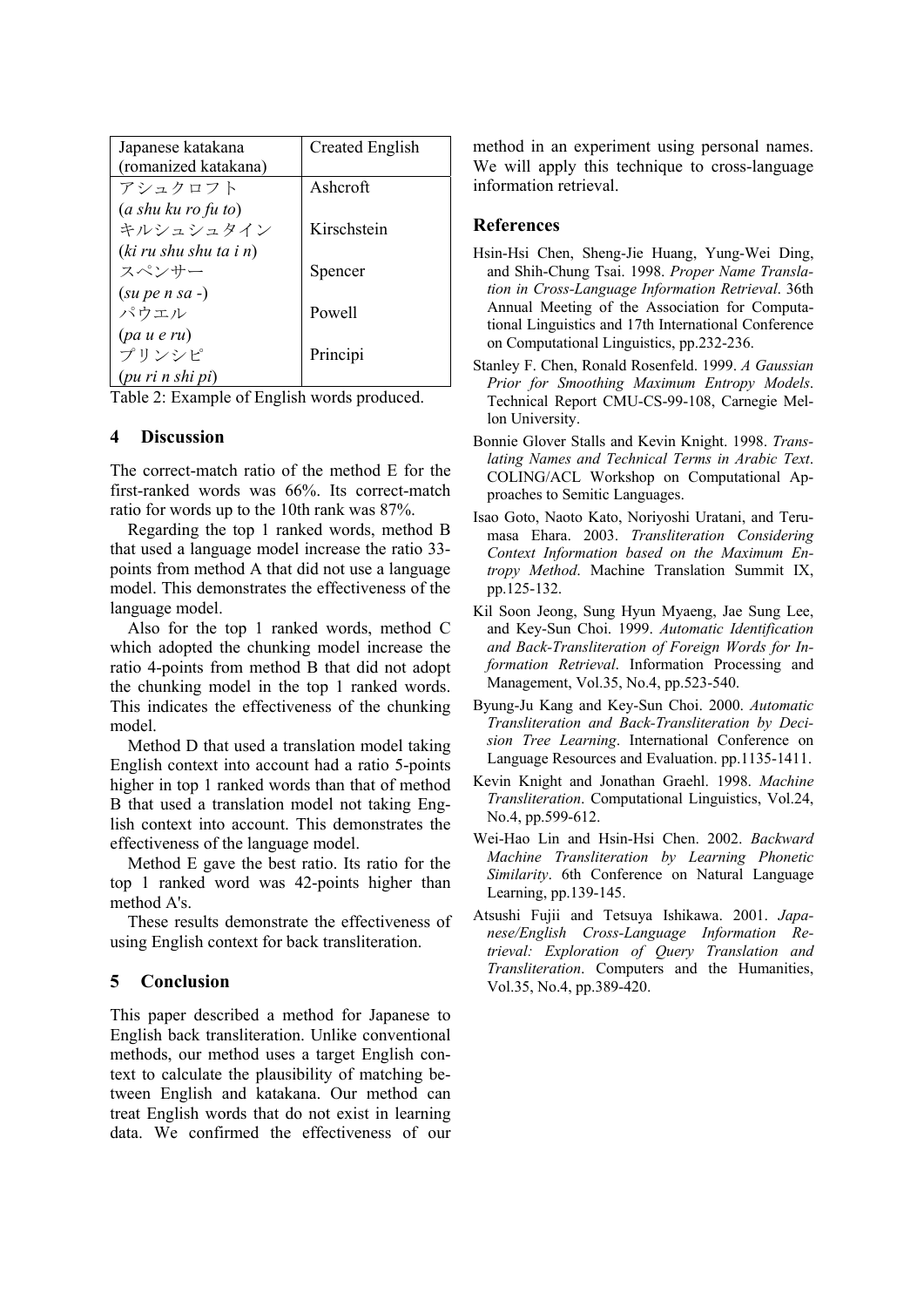| Japanese katakana (romanized katakana) | Created English |
|---|---|
| アシュクロフト (*a shu ku ro fu to*) | Ashcroft |
| キルシュシュタイン (*ki ru shu shu ta i n*) | Kirschstein |
| スペンサー (*su pe n sa -*) | Spencer |
| パウエル (*pa u e ru*) | Powell |
| プリンシピ (*pu ri n shi pi*) | Principi |

Table 2: Example of English words produced.

## 4 Discussion

The correct-match ratio of the method E for the first-ranked words was 66%. Its correct-match ratio for words up to the 10th rank was 87%.

Regarding the top 1 ranked words, method B that used a language model increase the ratio 33-points from method A that did not use a language model. This demonstrates the effectiveness of the language model.

Also for the top 1 ranked words, method C which adopted the chunking model increase the ratio 4-points from method B that did not adopt the chunking model in the top 1 ranked words. This indicates the effectiveness of the chunking model.

Method D that used a translation model taking English context into account had a ratio 5-points higher in top 1 ranked words than that of method B that used a translation model not taking English context into account. This demonstrates the effectiveness of the language model.

Method E gave the best ratio. Its ratio for the top 1 ranked word was 42-points higher than method A's.

These results demonstrate the effectiveness of using English context for back transliteration.

## 5 Conclusion

This paper described a method for Japanese to English back transliteration. Unlike conventional methods, our method uses a target English context to calculate the plausibility of matching between English and katakana. Our method can treat English words that do not exist in learning data. We confirmed the effectiveness of our method in an experiment using personal names. We will apply this technique to cross-language information retrieval.

## References

Hsin-Hsi Chen, Sheng-Jie Huang, Yung-Wei Ding, and Shih-Chung Tsai. 1998. *Proper Name Translation in Cross-Language Information Retrieval*. 36th Annual Meeting of the Association for Computational Linguistics and 17th International Conference on Computational Linguistics, pp.232-236.

Stanley F. Chen, Ronald Rosenfeld. 1999. *A Gaussian Prior for Smoothing Maximum Entropy Models*. Technical Report CMU-CS-99-108, Carnegie Mellon University.

Bonnie Glover Stalls and Kevin Knight. 1998. *Translating Names and Technical Terms in Arabic Text*. COLING/ACL Workshop on Computational Approaches to Semitic Languages.

Isao Goto, Naoto Kato, Noriyoshi Uratani, and Terumasa Ehara. 2003. *Transliteration Considering Context Information based on the Maximum Entropy Method*. Machine Translation Summit IX, pp.125-132.

Kil Soon Jeong, Sung Hyun Myaeng, Jae Sung Lee, and Key-Sun Choi. 1999. *Automatic Identification and Back-Transliteration of Foreign Words for Information Retrieval*. Information Processing and Management, Vol.35, No.4, pp.523-540.

Byung-Ju Kang and Key-Sun Choi. 2000. *Automatic Transliteration and Back-Transliteration by Decision Tree Learning*. International Conference on Language Resources and Evaluation. pp.1135-1411.

Kevin Knight and Jonathan Graehl. 1998. *Machine Transliteration*. Computational Linguistics, Vol.24, No.4, pp.599-612.

Wei-Hao Lin and Hsin-Hsi Chen. 2002. *Backward Machine Transliteration by Learning Phonetic Similarity*. 6th Conference on Natural Language Learning, pp.139-145.

Atsushi Fujii and Tetsuya Ishikawa. 2001. *Japanese/English Cross-Language Information Retrieval: Exploration of Query Translation and Transliteration*. Computers and the Humanities, Vol.35, No.4, pp.389-420.